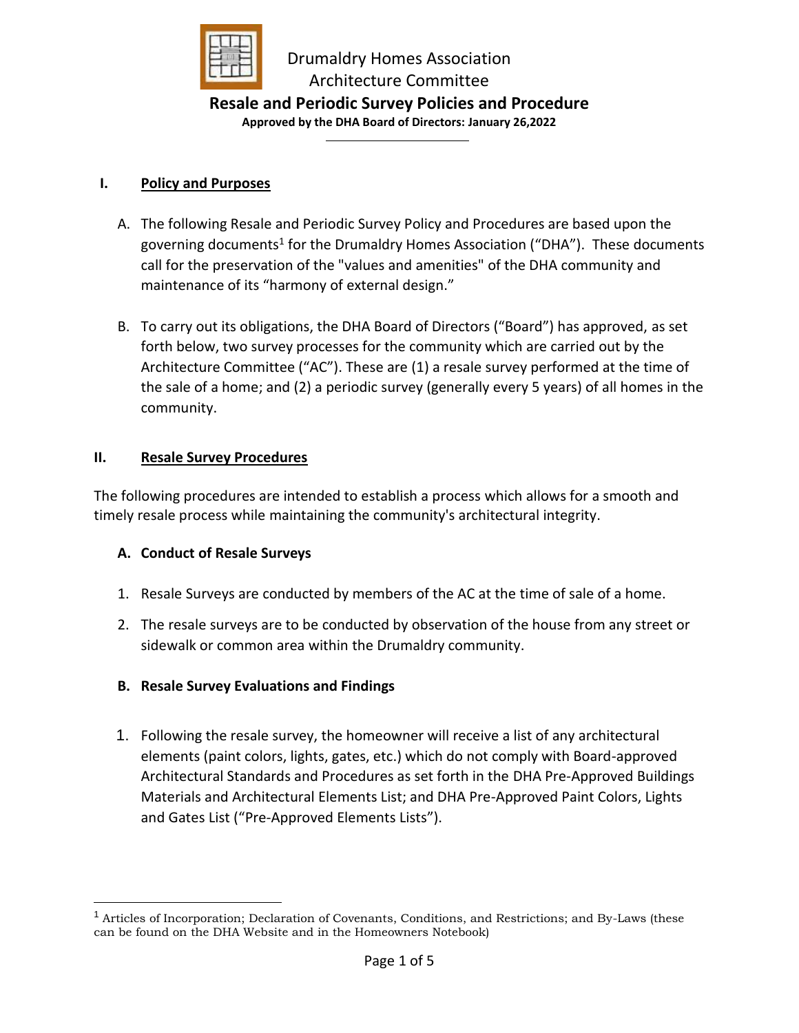Drumaldry Homes Association
Architecture Committee

# Resale and Periodic Survey Policies and Procedure

**Approved by the DHA Board of Directors: January 26,2022**

## I. Policy and Purposes

A. The following Resale and Periodic Survey Policy and Procedures are based upon the governing documents[1] for the Drumaldry Homes Association ("DHA"). These documents call for the preservation of the "values and amenities" of the DHA community and maintenance of its "harmony of external design."

B. To carry out its obligations, the DHA Board of Directors ("Board") has approved, as set forth below, two survey processes for the community which are carried out by the Architecture Committee ("AC"). These are (1) a resale survey performed at the time of the sale of a home; and (2) a periodic survey (generally every 5 years) of all homes in the community.

## II. Resale Survey Procedures

The following procedures are intended to establish a process which allows for a smooth and timely resale process while maintaining the community's architectural integrity.

### A. Conduct of Resale Surveys

1. Resale Surveys are conducted by members of the AC at the time of sale of a home.
2. The resale surveys are to be conducted by observation of the house from any street or sidewalk or common area within the Drumaldry community.

### B. Resale Survey Evaluations and Findings

1. Following the resale survey, the homeowner will receive a list of any architectural elements (paint colors, lights, gates, etc.) which do not comply with Board-approved Architectural Standards and Procedures as set forth in the DHA Pre-Approved Buildings Materials and Architectural Elements List; and DHA Pre-Approved Paint Colors, Lights and Gates List ("Pre-Approved Elements Lists").

---

[1] Articles of Incorporation; Declaration of Covenants, Conditions, and Restrictions; and By-Laws (these can be found on the DHA Website and in the Homeowners Notebook)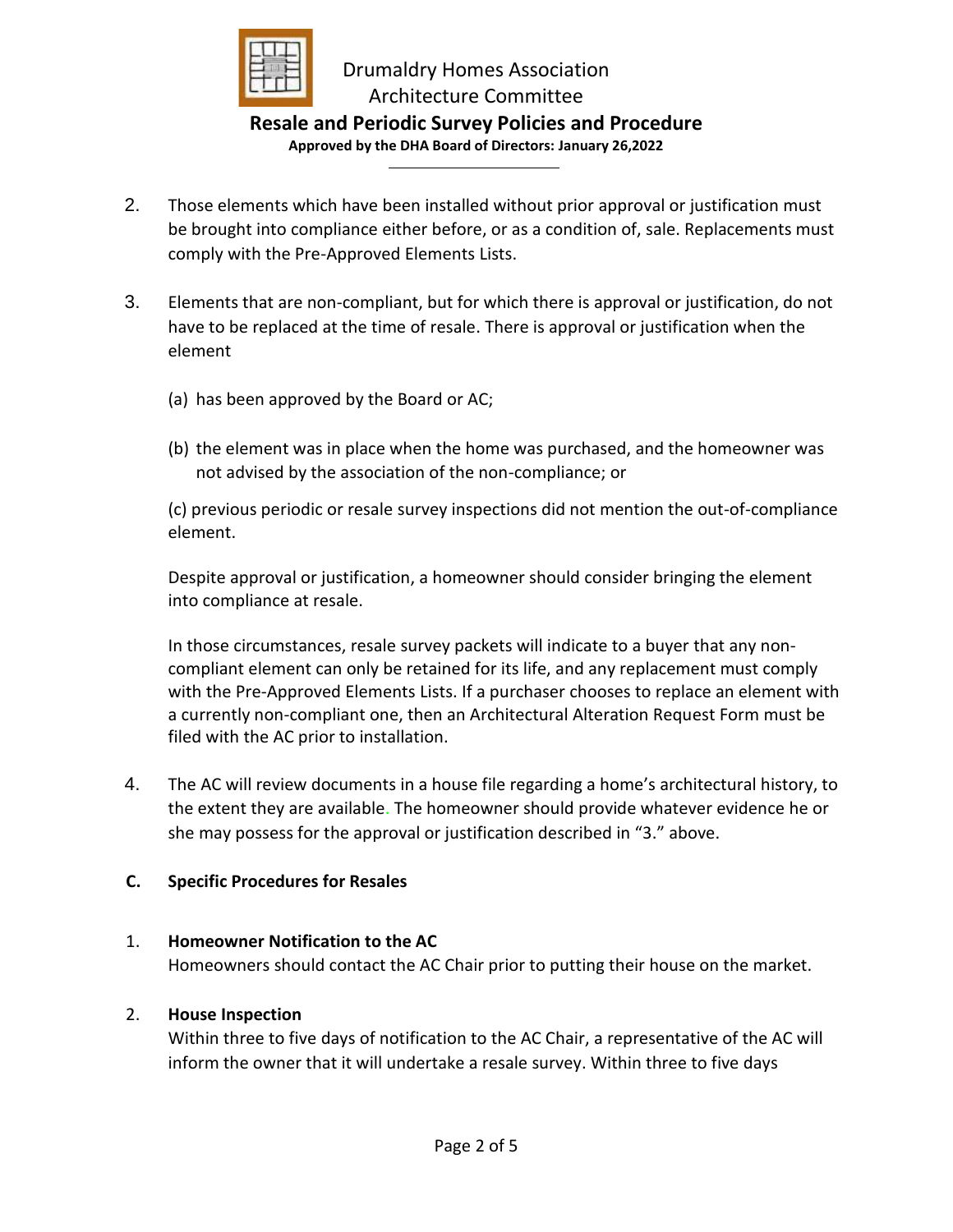2. Those elements which have been installed without prior approval or justification must be brought into compliance either before, or as a condition of, sale. Replacements must comply with the Pre-Approved Elements Lists.

3. Elements that are non-compliant, but for which there is approval or justification, do not have to be replaced at the time of resale. There is approval or justification when the element

   (a) has been approved by the Board or AC;

   (b) the element was in place when the home was purchased, and the homeowner was not advised by the association of the non-compliance; or

   (c) previous periodic or resale survey inspections did not mention the out-of-compliance element.

   Despite approval or justification, a homeowner should consider bringing the element into compliance at resale.

   In those circumstances, resale survey packets will indicate to a buyer that any non-compliant element can only be retained for its life, and any replacement must comply with the Pre-Approved Elements Lists. If a purchaser chooses to replace an element with a currently non-compliant one, then an Architectural Alteration Request Form must be filed with the AC prior to installation.

4. The AC will review documents in a house file regarding a home's architectural history, to the extent they are available. The homeowner should provide whatever evidence he or she may possess for the approval or justification described in "3." above.

### C. Specific Procedures for Resales

1. **Homeowner Notification to the AC**
   Homeowners should contact the AC Chair prior to putting their house on the market.

2. **House Inspection**
   Within three to five days of notification to the AC Chair, a representative of the AC will inform the owner that it will undertake a resale survey. Within three to five days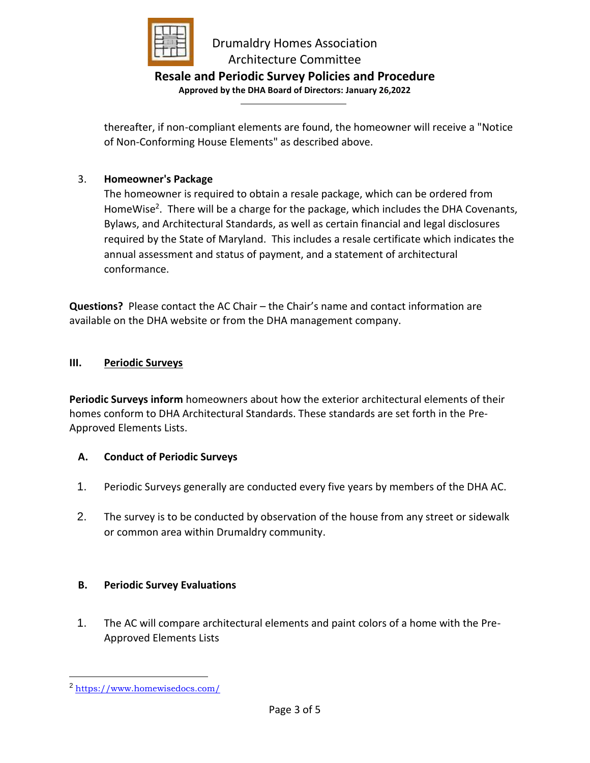thereafter, if non-compliant elements are found, the homeowner will receive a "Notice of Non-Conforming House Elements" as described above.

3. **Homeowner's Package**
   The homeowner is required to obtain a resale package, which can be ordered from HomeWise[2]. There will be a charge for the package, which includes the DHA Covenants, Bylaws, and Architectural Standards, as well as certain financial and legal disclosures required by the State of Maryland. This includes a resale certificate which indicates the annual assessment and status of payment, and a statement of architectural conformance.

**Questions?** Please contact the AC Chair – the Chair's name and contact information are available on the DHA website or from the DHA management company.

## III. Periodic Surveys

**Periodic Surveys inform** homeowners about how the exterior architectural elements of their homes conform to DHA Architectural Standards. These standards are set forth in the Pre-Approved Elements Lists.

### A. Conduct of Periodic Surveys

1. Periodic Surveys generally are conducted every five years by members of the DHA AC.

2. The survey is to be conducted by observation of the house from any street or sidewalk or common area within Drumaldry community.

### B. Periodic Survey Evaluations

1. The AC will compare architectural elements and paint colors of a home with the Pre-Approved Elements Lists

---

[2] https://www.homewisedocs.com/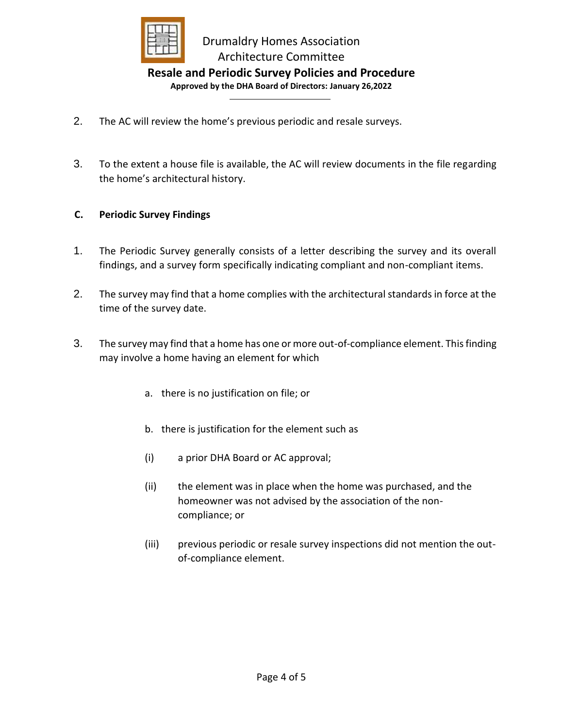2. The AC will review the home's previous periodic and resale surveys.

3. To the extent a house file is available, the AC will review documents in the file regarding the home's architectural history.

**C. Periodic Survey Findings**

1. The Periodic Survey generally consists of a letter describing the survey and its overall findings, and a survey form specifically indicating compliant and non-compliant items.

2. The survey may find that a home complies with the architectural standards in force at the time of the survey date.

3. The survey may find that a home has one or more out-of-compliance element. This finding may involve a home having an element for which

    a. there is no justification on file; or

    b. there is justification for the element such as

    (i) a prior DHA Board or AC approval;

    (ii) the element was in place when the home was purchased, and the homeowner was not advised by the association of the non-compliance; or

    (iii) previous periodic or resale survey inspections did not mention the out-of-compliance element.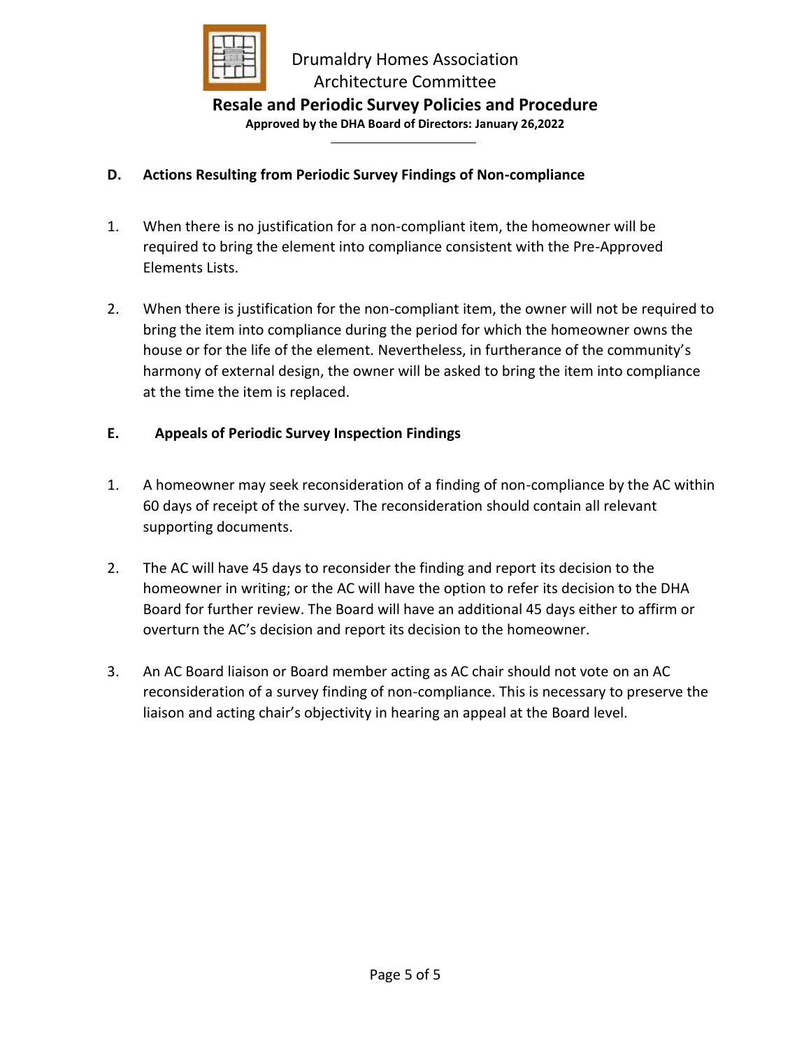Drumaldry Homes Association
Architecture Committee

**Resale and Periodic Survey Policies and Procedure**

**Approved by the DHA Board of Directors: January 26,2022**

## D. Actions Resulting from Periodic Survey Findings of Non-compliance

1. When there is no justification for a non-compliant item, the homeowner will be required to bring the element into compliance consistent with the Pre-Approved Elements Lists.

2. When there is justification for the non-compliant item, the owner will not be required to bring the item into compliance during the period for which the homeowner owns the house or for the life of the element. Nevertheless, in furtherance of the community's harmony of external design, the owner will be asked to bring the item into compliance at the time the item is replaced.

## E. Appeals of Periodic Survey Inspection Findings

1. A homeowner may seek reconsideration of a finding of non-compliance by the AC within 60 days of receipt of the survey. The reconsideration should contain all relevant supporting documents.

2. The AC will have 45 days to reconsider the finding and report its decision to the homeowner in writing; or the AC will have the option to refer its decision to the DHA Board for further review. The Board will have an additional 45 days either to affirm or overturn the AC's decision and report its decision to the homeowner.

3. An AC Board liaison or Board member acting as AC chair should not vote on an AC reconsideration of a survey finding of non-compliance. This is necessary to preserve the liaison and acting chair's objectivity in hearing an appeal at the Board level.